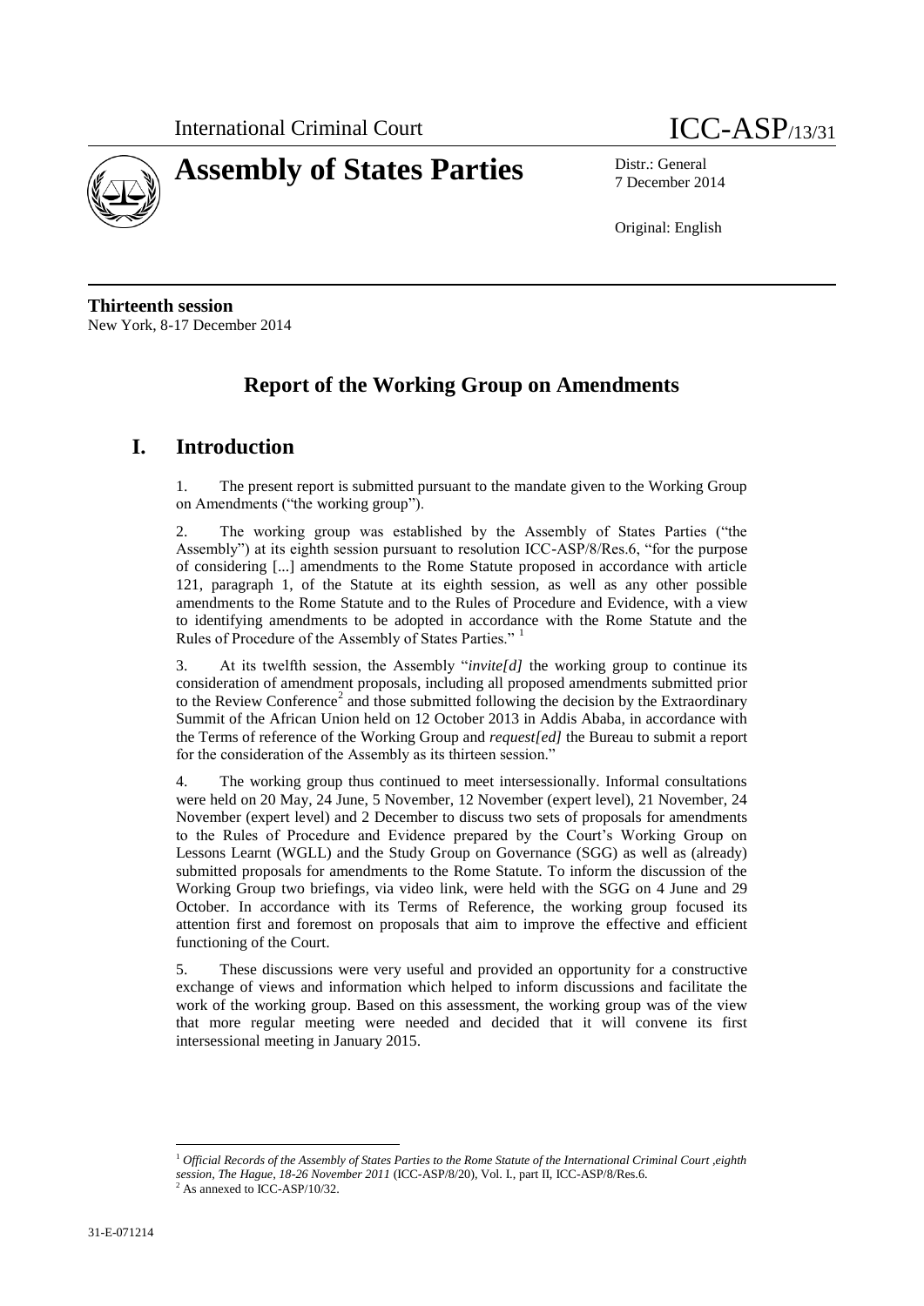International Criminal Court

# ICC-ASP/13/31

**Assembly of States Parties**

Distr.: General
7 December 2014

Original: English

**Thirteenth session**
New York, 8-17 December 2014

## Report of the Working Group on Amendments

## I. Introduction

1. The present report is submitted pursuant to the mandate given to the Working Group on Amendments ("the working group").

2. The working group was established by the Assembly of States Parties ("the Assembly") at its eighth session pursuant to resolution ICC-ASP/8/Res.6, "for the purpose of considering [...] amendments to the Rome Statute proposed in accordance with article 121, paragraph 1, of the Statute at its eighth session, as well as any other possible amendments to the Rome Statute and to the Rules of Procedure and Evidence, with a view to identifying amendments to be adopted in accordance with the Rome Statute and the Rules of Procedure of the Assembly of States Parties."[1]

3. At its twelfth session, the Assembly "*invite[d]* the working group to continue its consideration of amendment proposals, including all proposed amendments submitted prior to the Review Conference[2] and those submitted following the decision by the Extraordinary Summit of the African Union held on 12 October 2013 in Addis Ababa, in accordance with the Terms of reference of the Working Group and *request[ed]* the Bureau to submit a report for the consideration of the Assembly as its thirteen session."

4. The working group thus continued to meet intersessionally. Informal consultations were held on 20 May, 24 June, 5 November, 12 November (expert level), 21 November, 24 November (expert level) and 2 December to discuss two sets of proposals for amendments to the Rules of Procedure and Evidence prepared by the Court's Working Group on Lessons Learnt (WGLL) and the Study Group on Governance (SGG) as well as (already) submitted proposals for amendments to the Rome Statute. To inform the discussion of the Working Group two briefings, via video link, were held with the SGG on 4 June and 29 October. In accordance with its Terms of Reference, the working group focused its attention first and foremost on proposals that aim to improve the effective and efficient functioning of the Court.

5. These discussions were very useful and provided an opportunity for a constructive exchange of views and information which helped to inform discussions and facilitate the work of the working group. Based on this assessment, the working group was of the view that more regular meeting were needed and decided that it will convene its first intersessional meeting in January 2015.

---

[1] *Official Records of the Assembly of States Parties to the Rome Statute of the International Criminal Court ,eighth session, The Hague, 18-26 November 2011* (ICC-ASP/8/20), Vol. I., part II, ICC-ASP/8/Res.6.

[2] As annexed to ICC-ASP/10/32.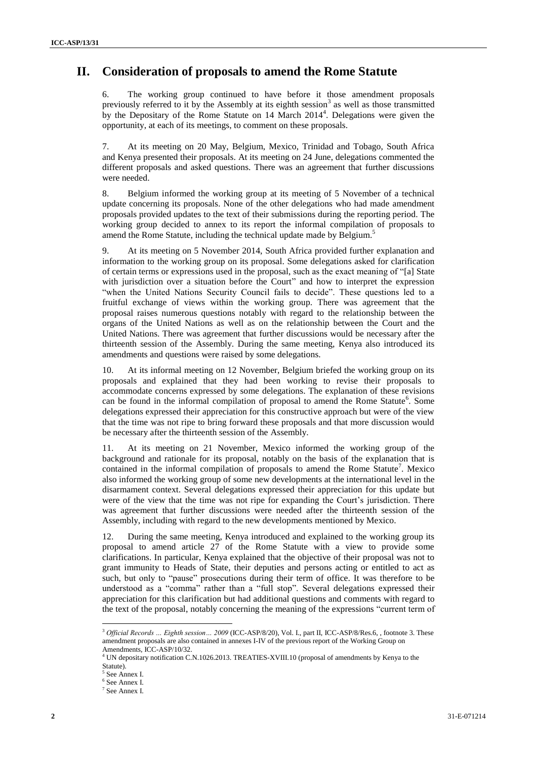# II. Consideration of proposals to amend the Rome Statute

6. The working group continued to have before it those amendment proposals previously referred to it by the Assembly at its eighth session[3] as well as those transmitted by the Depositary of the Rome Statute on 14 March 2014[4]. Delegations were given the opportunity, at each of its meetings, to comment on these proposals.

7. At its meeting on 20 May, Belgium, Mexico, Trinidad and Tobago, South Africa and Kenya presented their proposals. At its meeting on 24 June, delegations commented the different proposals and asked questions. There was an agreement that further discussions were needed.

8. Belgium informed the working group at its meeting of 5 November of a technical update concerning its proposals. None of the other delegations who had made amendment proposals provided updates to the text of their submissions during the reporting period. The working group decided to annex to its report the informal compilation of proposals to amend the Rome Statute, including the technical update made by Belgium.[5]

9. At its meeting on 5 November 2014, South Africa provided further explanation and information to the working group on its proposal. Some delegations asked for clarification of certain terms or expressions used in the proposal, such as the exact meaning of "[a] State with jurisdiction over a situation before the Court" and how to interpret the expression "when the United Nations Security Council fails to decide". These questions led to a fruitful exchange of views within the working group. There was agreement that the proposal raises numerous questions notably with regard to the relationship between the organs of the United Nations as well as on the relationship between the Court and the United Nations. There was agreement that further discussions would be necessary after the thirteenth session of the Assembly. During the same meeting, Kenya also introduced its amendments and questions were raised by some delegations.

10. At its informal meeting on 12 November, Belgium briefed the working group on its proposals and explained that they had been working to revise their proposals to accommodate concerns expressed by some delegations. The explanation of these revisions can be found in the informal compilation of proposal to amend the Rome Statute[6]. Some delegations expressed their appreciation for this constructive approach but were of the view that the time was not ripe to bring forward these proposals and that more discussion would be necessary after the thirteenth session of the Assembly.

11. At its meeting on 21 November, Mexico informed the working group of the background and rationale for its proposal, notably on the basis of the explanation that is contained in the informal compilation of proposals to amend the Rome Statute[7]. Mexico also informed the working group of some new developments at the international level in the disarmament context. Several delegations expressed their appreciation for this update but were of the view that the time was not ripe for expanding the Court's jurisdiction. There was agreement that further discussions were needed after the thirteenth session of the Assembly, including with regard to the new developments mentioned by Mexico.

12. During the same meeting, Kenya introduced and explained to the working group its proposal to amend article 27 of the Rome Statute with a view to provide some clarifications. In particular, Kenya explained that the objective of their proposal was not to grant immunity to Heads of State, their deputies and persons acting or entitled to act as such, but only to "pause" prosecutions during their term of office. It was therefore to be understood as a "comma" rather than a "full stop". Several delegations expressed their appreciation for this clarification but had additional questions and comments with regard to the text of the proposal, notably concerning the meaning of the expressions "current term of

---

[3] *Official Records … Eighth session… 2009* (ICC-ASP/8/20), Vol. I., part II, ICC-ASP/8/Res.6, , footnote 3. These amendment proposals are also contained in annexes I-IV of the previous report of the Working Group on Amendments, ICC-ASP/10/32.

[4] UN depositary notification C.N.1026.2013. TREATIES-XVIII.10 (proposal of amendments by Kenya to the Statute).

[5] See Annex I.

[6] See Annex I.

[7] See Annex I.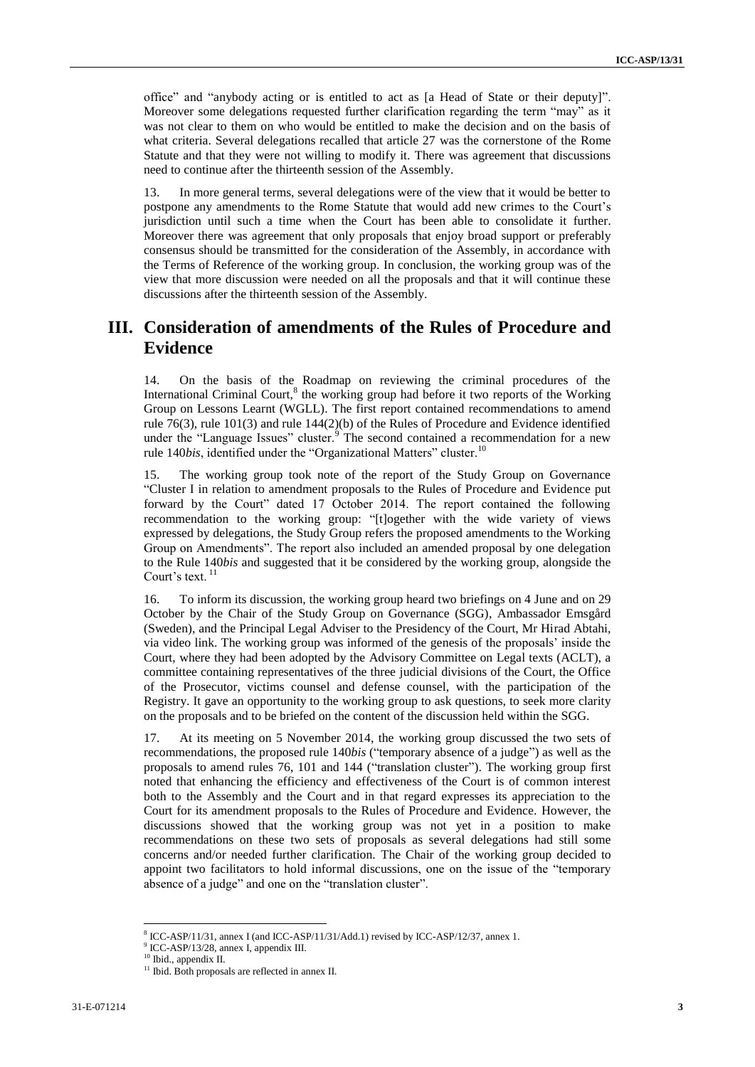office" and "anybody acting or is entitled to act as [a Head of State or their deputy]". Moreover some delegations requested further clarification regarding the term "may" as it was not clear to them on who would be entitled to make the decision and on the basis of what criteria. Several delegations recalled that article 27 was the cornerstone of the Rome Statute and that they were not willing to modify it. There was agreement that discussions need to continue after the thirteenth session of the Assembly.

13. In more general terms, several delegations were of the view that it would be better to postpone any amendments to the Rome Statute that would add new crimes to the Court's jurisdiction until such a time when the Court has been able to consolidate it further. Moreover there was agreement that only proposals that enjoy broad support or preferably consensus should be transmitted for the consideration of the Assembly, in accordance with the Terms of Reference of the working group. In conclusion, the working group was of the view that more discussion were needed on all the proposals and that it will continue these discussions after the thirteenth session of the Assembly.

# III. Consideration of amendments of the Rules of Procedure and Evidence

14. On the basis of the Roadmap on reviewing the criminal procedures of the International Criminal Court,[8] the working group had before it two reports of the Working Group on Lessons Learnt (WGLL). The first report contained recommendations to amend rule 76(3), rule 101(3) and rule 144(2)(b) of the Rules of Procedure and Evidence identified under the "Language Issues" cluster.[9] The second contained a recommendation for a new rule 140*bis*, identified under the "Organizational Matters" cluster.[10]

15. The working group took note of the report of the Study Group on Governance "Cluster I in relation to amendment proposals to the Rules of Procedure and Evidence put forward by the Court" dated 17 October 2014. The report contained the following recommendation to the working group: "[t]ogether with the wide variety of views expressed by delegations, the Study Group refers the proposed amendments to the Working Group on Amendments". The report also included an amended proposal by one delegation to the Rule 140*bis* and suggested that it be considered by the working group, alongside the Court's text.[11]

16. To inform its discussion, the working group heard two briefings on 4 June and on 29 October by the Chair of the Study Group on Governance (SGG), Ambassador Emsgård (Sweden), and the Principal Legal Adviser to the Presidency of the Court, Mr Hirad Abtahi, via video link. The working group was informed of the genesis of the proposals' inside the Court, where they had been adopted by the Advisory Committee on Legal texts (ACLT), a committee containing representatives of the three judicial divisions of the Court, the Office of the Prosecutor, victims counsel and defense counsel, with the participation of the Registry. It gave an opportunity to the working group to ask questions, to seek more clarity on the proposals and to be briefed on the content of the discussion held within the SGG.

17. At its meeting on 5 November 2014, the working group discussed the two sets of recommendations, the proposed rule 140*bis* ("temporary absence of a judge") as well as the proposals to amend rules 76, 101 and 144 ("translation cluster"). The working group first noted that enhancing the efficiency and effectiveness of the Court is of common interest both to the Assembly and the Court and in that regard expresses its appreciation to the Court for its amendment proposals to the Rules of Procedure and Evidence. However, the discussions showed that the working group was not yet in a position to make recommendations on these two sets of proposals as several delegations had still some concerns and/or needed further clarification. The Chair of the working group decided to appoint two facilitators to hold informal discussions, one on the issue of the "temporary absence of a judge" and one on the "translation cluster".

---

[8] ICC-ASP/11/31, annex I (and ICC-ASP/11/31/Add.1) revised by ICC-ASP/12/37, annex 1.

[9] ICC-ASP/13/28, annex I, appendix III.

[10] Ibid., appendix II.

[11] Ibid. Both proposals are reflected in annex II.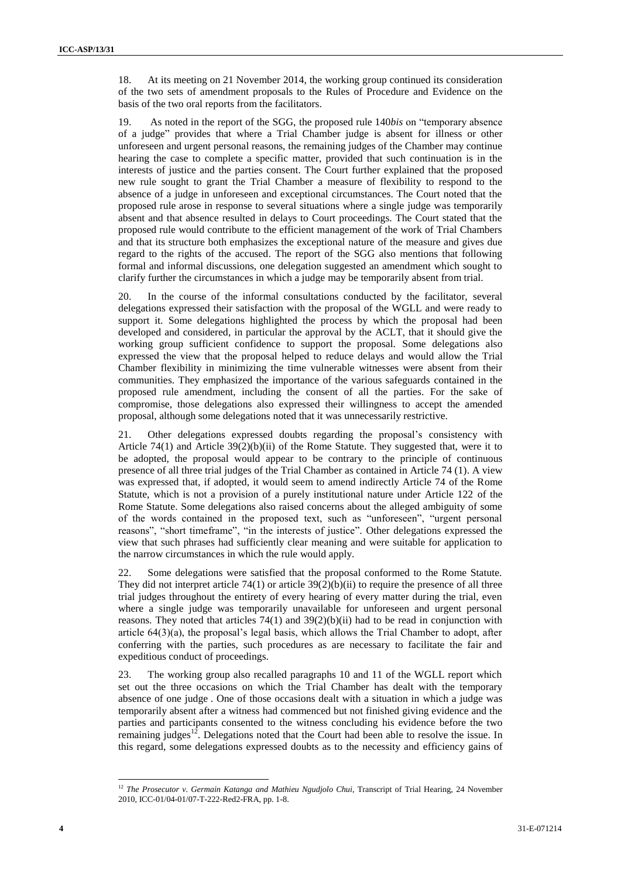18. At its meeting on 21 November 2014, the working group continued its consideration of the two sets of amendment proposals to the Rules of Procedure and Evidence on the basis of the two oral reports from the facilitators.

19. As noted in the report of the SGG, the proposed rule 140*bis* on "temporary absence of a judge" provides that where a Trial Chamber judge is absent for illness or other unforeseen and urgent personal reasons, the remaining judges of the Chamber may continue hearing the case to complete a specific matter, provided that such continuation is in the interests of justice and the parties consent. The Court further explained that the proposed new rule sought to grant the Trial Chamber a measure of flexibility to respond to the absence of a judge in unforeseen and exceptional circumstances. The Court noted that the proposed rule arose in response to several situations where a single judge was temporarily absent and that absence resulted in delays to Court proceedings. The Court stated that the proposed rule would contribute to the efficient management of the work of Trial Chambers and that its structure both emphasizes the exceptional nature of the measure and gives due regard to the rights of the accused. The report of the SGG also mentions that following formal and informal discussions, one delegation suggested an amendment which sought to clarify further the circumstances in which a judge may be temporarily absent from trial.

20. In the course of the informal consultations conducted by the facilitator, several delegations expressed their satisfaction with the proposal of the WGLL and were ready to support it. Some delegations highlighted the process by which the proposal had been developed and considered, in particular the approval by the ACLT, that it should give the working group sufficient confidence to support the proposal. Some delegations also expressed the view that the proposal helped to reduce delays and would allow the Trial Chamber flexibility in minimizing the time vulnerable witnesses were absent from their communities. They emphasized the importance of the various safeguards contained in the proposed rule amendment, including the consent of all the parties. For the sake of compromise, those delegations also expressed their willingness to accept the amended proposal, although some delegations noted that it was unnecessarily restrictive.

21. Other delegations expressed doubts regarding the proposal's consistency with Article 74(1) and Article 39(2)(b)(ii) of the Rome Statute. They suggested that, were it to be adopted, the proposal would appear to be contrary to the principle of continuous presence of all three trial judges of the Trial Chamber as contained in Article 74 (1). A view was expressed that, if adopted, it would seem to amend indirectly Article 74 of the Rome Statute, which is not a provision of a purely institutional nature under Article 122 of the Rome Statute. Some delegations also raised concerns about the alleged ambiguity of some of the words contained in the proposed text, such as "unforeseen", "urgent personal reasons", "short timeframe", "in the interests of justice". Other delegations expressed the view that such phrases had sufficiently clear meaning and were suitable for application to the narrow circumstances in which the rule would apply.

22. Some delegations were satisfied that the proposal conformed to the Rome Statute. They did not interpret article 74(1) or article 39(2)(b)(ii) to require the presence of all three trial judges throughout the entirety of every hearing of every matter during the trial, even where a single judge was temporarily unavailable for unforeseen and urgent personal reasons. They noted that articles 74(1) and 39(2)(b)(ii) had to be read in conjunction with article 64(3)(a), the proposal's legal basis, which allows the Trial Chamber to adopt, after conferring with the parties, such procedures as are necessary to facilitate the fair and expeditious conduct of proceedings.

23. The working group also recalled paragraphs 10 and 11 of the WGLL report which set out the three occasions on which the Trial Chamber has dealt with the temporary absence of one judge . One of those occasions dealt with a situation in which a judge was temporarily absent after a witness had commenced but not finished giving evidence and the parties and participants consented to the witness concluding his evidence before the two remaining judges[12]. Delegations noted that the Court had been able to resolve the issue. In this regard, some delegations expressed doubts as to the necessity and efficiency gains of

---

[12] *The Prosecutor v. Germain Katanga and Mathieu Ngudjolo Chui*, Transcript of Trial Hearing, 24 November 2010, ICC-01/04-01/07-T-222-Red2-FRA, pp. 1-8.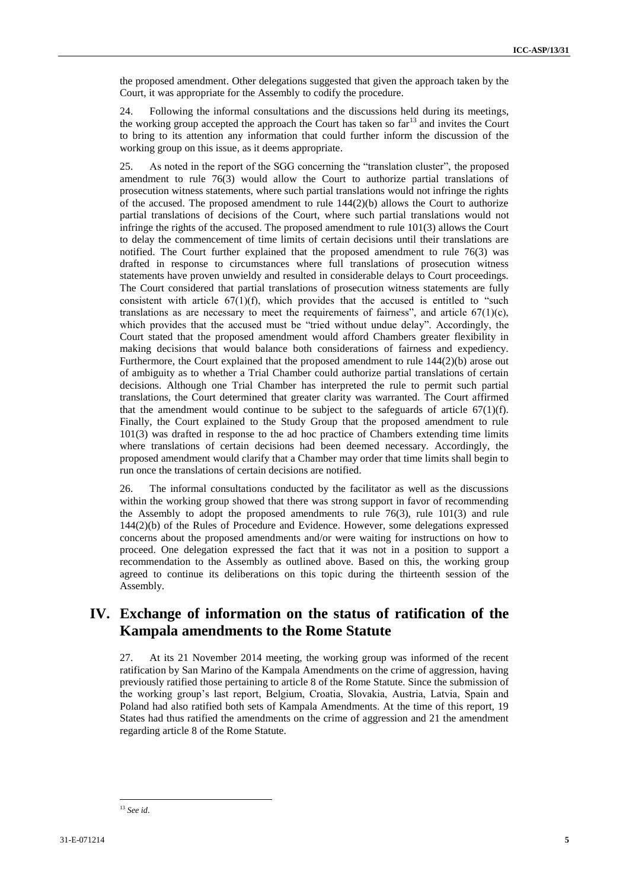the proposed amendment. Other delegations suggested that given the approach taken by the Court, it was appropriate for the Assembly to codify the procedure.

24. Following the informal consultations and the discussions held during its meetings, the working group accepted the approach the Court has taken so far[13] and invites the Court to bring to its attention any information that could further inform the discussion of the working group on this issue, as it deems appropriate.

25. As noted in the report of the SGG concerning the "translation cluster", the proposed amendment to rule 76(3) would allow the Court to authorize partial translations of prosecution witness statements, where such partial translations would not infringe the rights of the accused. The proposed amendment to rule 144(2)(b) allows the Court to authorize partial translations of decisions of the Court, where such partial translations would not infringe the rights of the accused. The proposed amendment to rule 101(3) allows the Court to delay the commencement of time limits of certain decisions until their translations are notified. The Court further explained that the proposed amendment to rule 76(3) was drafted in response to circumstances where full translations of prosecution witness statements have proven unwieldy and resulted in considerable delays to Court proceedings. The Court considered that partial translations of prosecution witness statements are fully consistent with article 67(1)(f), which provides that the accused is entitled to "such translations as are necessary to meet the requirements of fairness", and article 67(1)(c), which provides that the accused must be "tried without undue delay". Accordingly, the Court stated that the proposed amendment would afford Chambers greater flexibility in making decisions that would balance both considerations of fairness and expediency. Furthermore, the Court explained that the proposed amendment to rule 144(2)(b) arose out of ambiguity as to whether a Trial Chamber could authorize partial translations of certain decisions. Although one Trial Chamber has interpreted the rule to permit such partial translations, the Court determined that greater clarity was warranted. The Court affirmed that the amendment would continue to be subject to the safeguards of article 67(1)(f). Finally, the Court explained to the Study Group that the proposed amendment to rule 101(3) was drafted in response to the ad hoc practice of Chambers extending time limits where translations of certain decisions had been deemed necessary. Accordingly, the proposed amendment would clarify that a Chamber may order that time limits shall begin to run once the translations of certain decisions are notified.

26. The informal consultations conducted by the facilitator as well as the discussions within the working group showed that there was strong support in favor of recommending the Assembly to adopt the proposed amendments to rule 76(3), rule 101(3) and rule 144(2)(b) of the Rules of Procedure and Evidence. However, some delegations expressed concerns about the proposed amendments and/or were waiting for instructions on how to proceed. One delegation expressed the fact that it was not in a position to support a recommendation to the Assembly as outlined above. Based on this, the working group agreed to continue its deliberations on this topic during the thirteenth session of the Assembly.

## IV. Exchange of information on the status of ratification of the Kampala amendments to the Rome Statute

27. At its 21 November 2014 meeting, the working group was informed of the recent ratification by San Marino of the Kampala Amendments on the crime of aggression, having previously ratified those pertaining to article 8 of the Rome Statute. Since the submission of the working group's last report, Belgium, Croatia, Slovakia, Austria, Latvia, Spain and Poland had also ratified both sets of Kampala Amendments. At the time of this report, 19 States had thus ratified the amendments on the crime of aggression and 21 the amendment regarding article 8 of the Rome Statute.

[13] *See id*.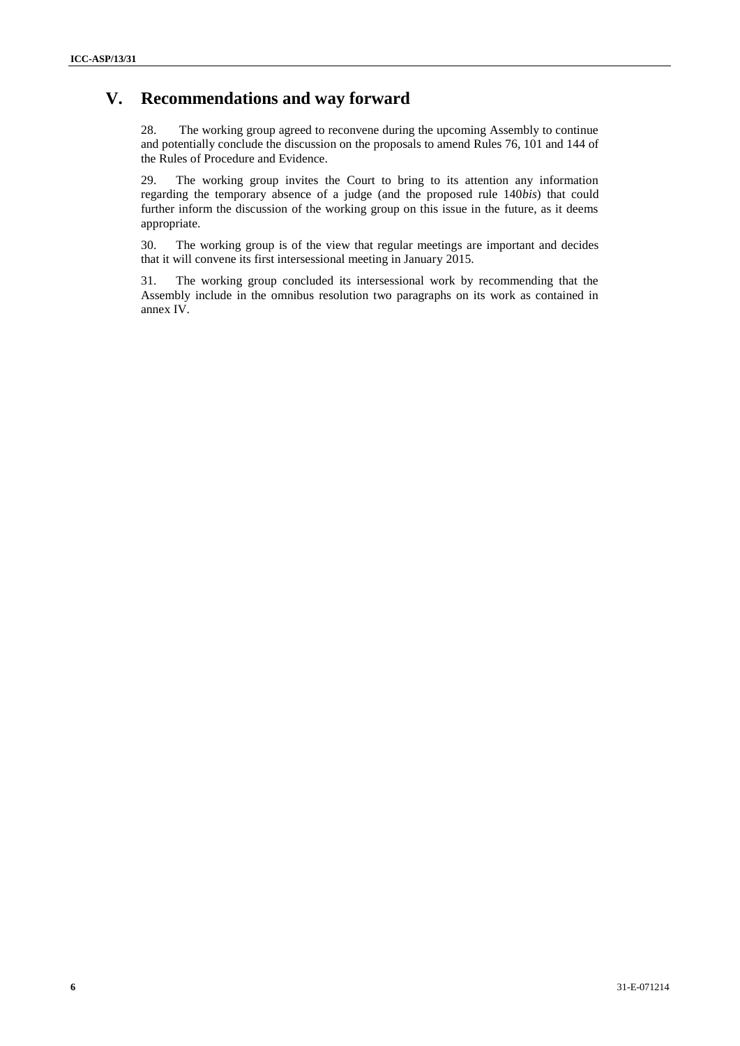# V. Recommendations and way forward

28. The working group agreed to reconvene during the upcoming Assembly to continue and potentially conclude the discussion on the proposals to amend Rules 76, 101 and 144 of the Rules of Procedure and Evidence.

29. The working group invites the Court to bring to its attention any information regarding the temporary absence of a judge (and the proposed rule 140*bis*) that could further inform the discussion of the working group on this issue in the future, as it deems appropriate.

30. The working group is of the view that regular meetings are important and decides that it will convene its first intersessional meeting in January 2015.

31. The working group concluded its intersessional work by recommending that the Assembly include in the omnibus resolution two paragraphs on its work as contained in annex IV.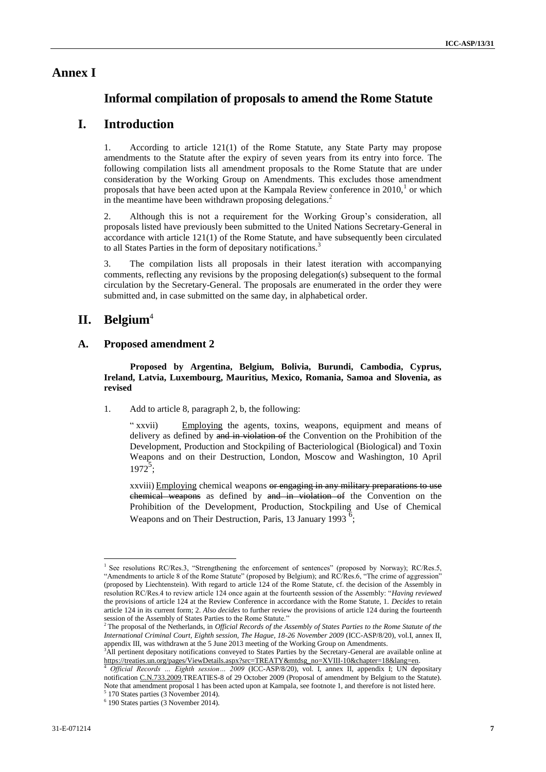# Annex I

## Informal compilation of proposals to amend the Rome Statute

## I. Introduction

1. According to article 121(1) of the Rome Statute, any State Party may propose amendments to the Statute after the expiry of seven years from its entry into force. The following compilation lists all amendment proposals to the Rome Statute that are under consideration by the Working Group on Amendments. This excludes those amendment proposals that have been acted upon at the Kampala Review conference in 2010,[1] or which in the meantime have been withdrawn proposing delegations.[2]

2. Although this is not a requirement for the Working Group's consideration, all proposals listed have previously been submitted to the United Nations Secretary-General in accordance with article 121(1) of the Rome Statute, and have subsequently been circulated to all States Parties in the form of depositary notifications.[3]

3. The compilation lists all proposals in their latest iteration with accompanying comments, reflecting any revisions by the proposing delegation(s) subsequent to the formal circulation by the Secretary-General. The proposals are enumerated in the order they were submitted and, in case submitted on the same day, in alphabetical order.

## II. Belgium[4]

### A. Proposed amendment 2

**Proposed by Argentina, Belgium, Bolivia, Burundi, Cambodia, Cyprus, Ireland, Latvia, Luxembourg, Mauritius, Mexico, Romania, Samoa and Slovenia, as revised**

1. Add to article 8, paragraph 2, b, the following:

" xxvii) <u>Employing</u> the agents, toxins, weapons, equipment and means of delivery as defined by ~~and in violation of~~ the Convention on the Prohibition of the Development, Production and Stockpiling of Bacteriological (Biological) and Toxin Weapons and on their Destruction, London, Moscow and Washington, 10 April 1972[5];

xxviii) <u>Employing</u> chemical weapons ~~or engaging in any military preparations to use chemical weapons~~ as defined by ~~and in violation of~~ the Convention on the Prohibition of the Development, Production, Stockpiling and Use of Chemical Weapons and on Their Destruction, Paris, 13 January 1993 [6];

---

[1] See resolutions RC/Res.3, "Strengthening the enforcement of sentences" (proposed by Norway); RC/Res.5, "Amendments to article 8 of the Rome Statute" (proposed by Belgium); and RC/Res.6, "The crime of aggression" (proposed by Liechtenstein). With regard to article 124 of the Rome Statute, cf. the decision of the Assembly in resolution RC/Res.4 to review article 124 once again at the fourteenth session of the Assembly: "*Having reviewed* the provisions of article 124 at the Review Conference in accordance with the Rome Statute, 1. *Decides* to retain article 124 in its current form; 2. *Also decides* to further review the provisions of article 124 during the fourteenth session of the Assembly of States Parties to the Rome Statute."

[2] The proposal of the Netherlands, in *Official Records of the Assembly of States Parties to the Rome Statute of the International Criminal Court, Eighth session, The Hague, 18-26 November 2009* (ICC-ASP/8/20), vol.I, annex II, appendix III, was withdrawn at the 5 June 2013 meeting of the Working Group on Amendments.

[3] All pertinent depositary notifications conveyed to States Parties by the Secretary-General are available online at https://treaties.un.org/pages/ViewDetails.aspx?src=TREATY&mtdsg_no=XVIII-10&chapter=18&lang=en.

[4] *Official Records ... Eighth session... 2009* (ICC-ASP/8/20), vol. I, annex II, appendix I; UN depositary notification C.N.733.2009.TREATIES-8 of 29 October 2009 (Proposal of amendment by Belgium to the Statute). Note that amendment proposal 1 has been acted upon at Kampala, see footnote 1, and therefore is not listed here.

[5] 170 States parties (3 November 2014).

[6] 190 States parties (3 November 2014).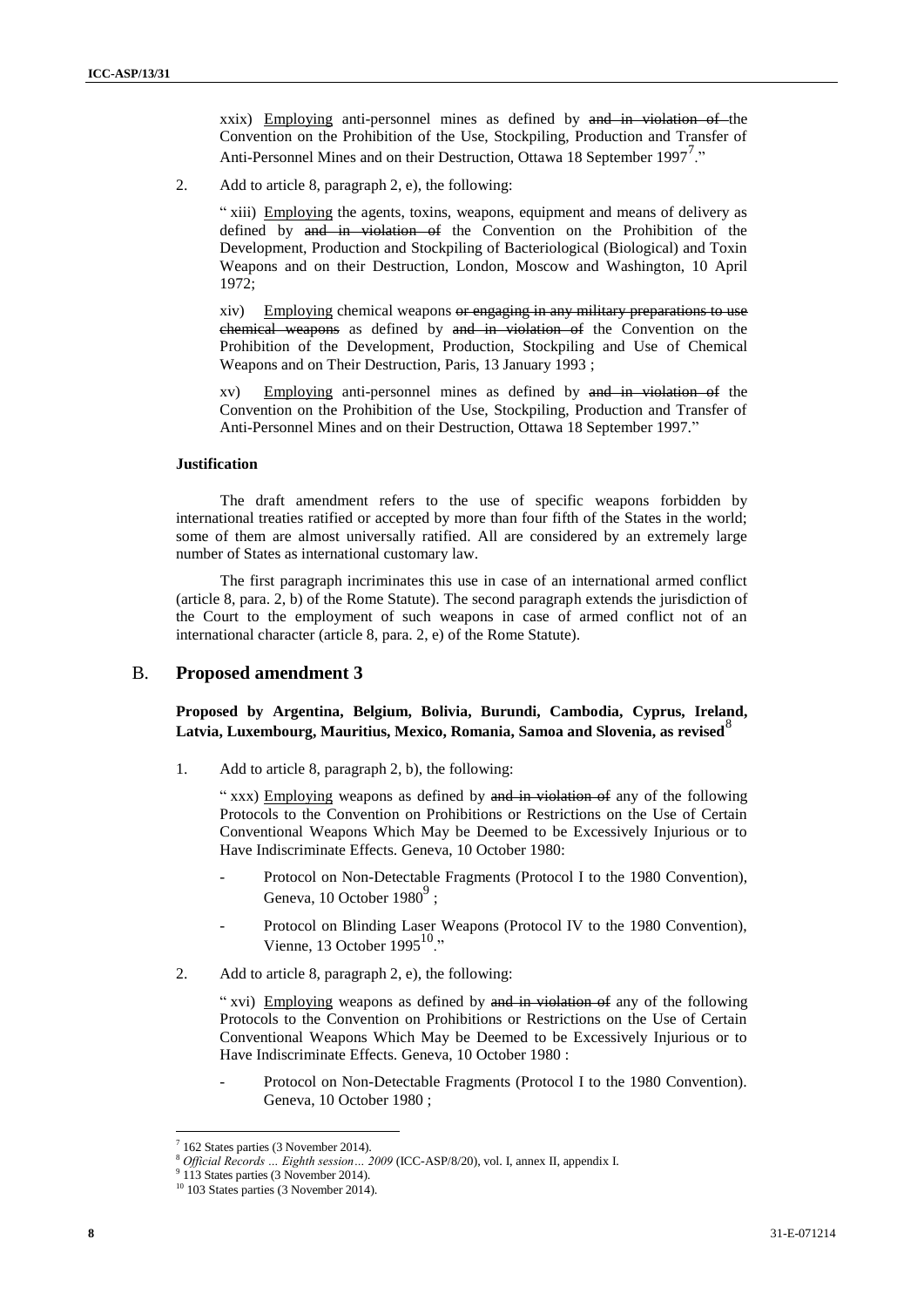xxix) <u>Employing</u> anti-personnel mines as defined by ~~and in violation of~~ the Convention on the Prohibition of the Use, Stockpiling, Production and Transfer of Anti-Personnel Mines and on their Destruction, Ottawa 18 September 1997[7]."

2. Add to article 8, paragraph 2, e), the following:

" xiii) <u>Employing</u> the agents, toxins, weapons, equipment and means of delivery as defined by ~~and in violation of~~ the Convention on the Prohibition of the Development, Production and Stockpiling of Bacteriological (Biological) and Toxin Weapons and on their Destruction, London, Moscow and Washington, 10 April 1972;

xiv) <u>Employing</u> chemical weapons ~~or engaging in any military preparations to use chemical weapons~~ as defined by ~~and in violation of~~ the Convention on the Prohibition of the Development, Production, Stockpiling and Use of Chemical Weapons and on Their Destruction, Paris, 13 January 1993 ;

xv) <u>Employing</u> anti-personnel mines as defined by ~~and in violation of~~ the Convention on the Prohibition of the Use, Stockpiling, Production and Transfer of Anti-Personnel Mines and on their Destruction, Ottawa 18 September 1997."

#### Justification

The draft amendment refers to the use of specific weapons forbidden by international treaties ratified or accepted by more than four fifth of the States in the world; some of them are almost universally ratified. All are considered by an extremely large number of States as international customary law.

The first paragraph incriminates this use in case of an international armed conflict (article 8, para. 2, b) of the Rome Statute). The second paragraph extends the jurisdiction of the Court to the employment of such weapons in case of armed conflict not of an international character (article 8, para. 2, e) of the Rome Statute).

## B. Proposed amendment 3

**Proposed by Argentina, Belgium, Bolivia, Burundi, Cambodia, Cyprus, Ireland, Latvia, Luxembourg, Mauritius, Mexico, Romania, Samoa and Slovenia, as revised**[8]

1. Add to article 8, paragraph 2, b), the following:

" xxx) <u>Employing</u> weapons as defined by ~~and in violation of~~ any of the following Protocols to the Convention on Prohibitions or Restrictions on the Use of Certain Conventional Weapons Which May be Deemed to be Excessively Injurious or to Have Indiscriminate Effects. Geneva, 10 October 1980:

- Protocol on Non-Detectable Fragments (Protocol I to the 1980 Convention), Geneva, 10 October 1980[9] ;
- Protocol on Blinding Laser Weapons (Protocol IV to the 1980 Convention), Vienne, 13 October 1995[10]."

2. Add to article 8, paragraph 2, e), the following:

" xvi) <u>Employing</u> weapons as defined by ~~and in violation of~~ any of the following Protocols to the Convention on Prohibitions or Restrictions on the Use of Certain Conventional Weapons Which May be Deemed to be Excessively Injurious or to Have Indiscriminate Effects. Geneva, 10 October 1980 :

- Protocol on Non-Detectable Fragments (Protocol I to the 1980 Convention). Geneva, 10 October 1980 ;

---

[7] 162 States parties (3 November 2014).

[8] *Official Records … Eighth session… 2009* (ICC-ASP/8/20), vol. I, annex II, appendix I.

[9] 113 States parties (3 November 2014).

[10] 103 States parties (3 November 2014).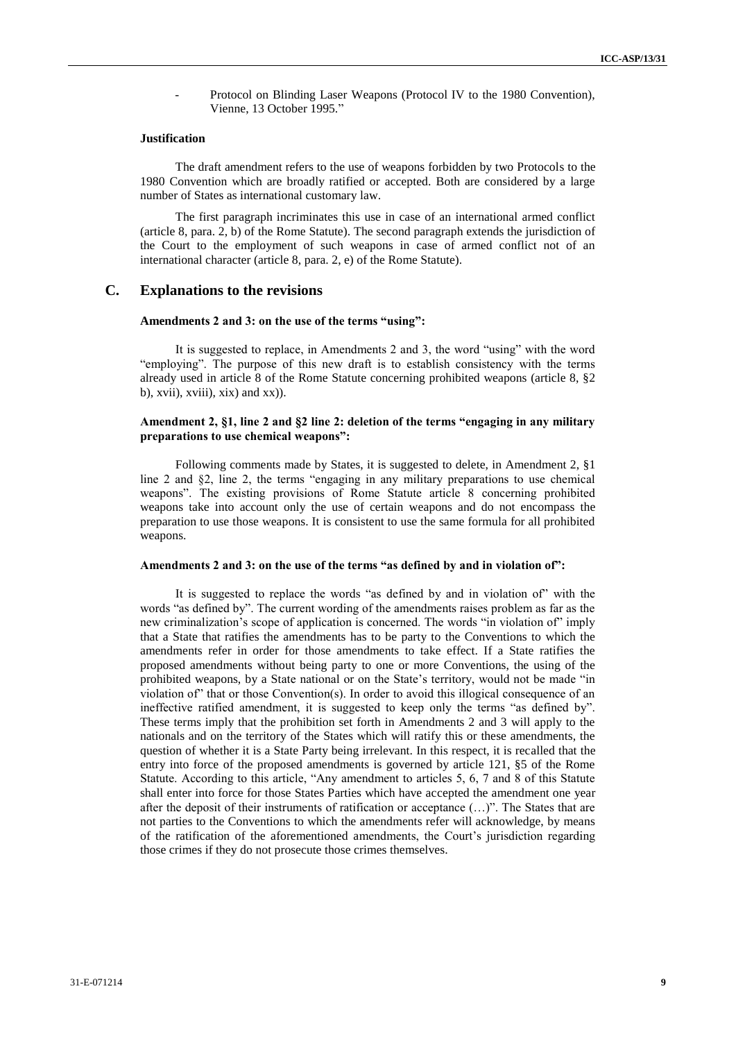- Protocol on Blinding Laser Weapons (Protocol IV to the 1980 Convention), Vienne, 13 October 1995."

**Justification**

The draft amendment refers to the use of weapons forbidden by two Protocols to the 1980 Convention which are broadly ratified or accepted. Both are considered by a large number of States as international customary law.

The first paragraph incriminates this use in case of an international armed conflict (article 8, para. 2, b) of the Rome Statute). The second paragraph extends the jurisdiction of the Court to the employment of such weapons in case of armed conflict not of an international character (article 8, para. 2, e) of the Rome Statute).

## C. Explanations to the revisions

**Amendments 2 and 3: on the use of the terms "using":**

It is suggested to replace, in Amendments 2 and 3, the word "using" with the word "employing". The purpose of this new draft is to establish consistency with the terms already used in article 8 of the Rome Statute concerning prohibited weapons (article 8, §2 b), xvii), xviii), xix) and xx)).

**Amendment 2, §1, line 2 and §2 line 2: deletion of the terms "engaging in any military preparations to use chemical weapons":**

Following comments made by States, it is suggested to delete, in Amendment 2, §1 line 2 and §2, line 2, the terms "engaging in any military preparations to use chemical weapons". The existing provisions of Rome Statute article 8 concerning prohibited weapons take into account only the use of certain weapons and do not encompass the preparation to use those weapons. It is consistent to use the same formula for all prohibited weapons.

**Amendments 2 and 3: on the use of the terms "as defined by and in violation of":**

It is suggested to replace the words "as defined by and in violation of" with the words "as defined by". The current wording of the amendments raises problem as far as the new criminalization's scope of application is concerned. The words "in violation of" imply that a State that ratifies the amendments has to be party to the Conventions to which the amendments refer in order for those amendments to take effect. If a State ratifies the proposed amendments without being party to one or more Conventions, the using of the prohibited weapons, by a State national or on the State's territory, would not be made "in violation of" that or those Convention(s). In order to avoid this illogical consequence of an ineffective ratified amendment, it is suggested to keep only the terms "as defined by". These terms imply that the prohibition set forth in Amendments 2 and 3 will apply to the nationals and on the territory of the States which will ratify this or these amendments, the question of whether it is a State Party being irrelevant. In this respect, it is recalled that the entry into force of the proposed amendments is governed by article 121, §5 of the Rome Statute. According to this article, "Any amendment to articles 5, 6, 7 and 8 of this Statute shall enter into force for those States Parties which have accepted the amendment one year after the deposit of their instruments of ratification or acceptance (…)". The States that are not parties to the Conventions to which the amendments refer will acknowledge, by means of the ratification of the aforementioned amendments, the Court's jurisdiction regarding those crimes if they do not prosecute those crimes themselves.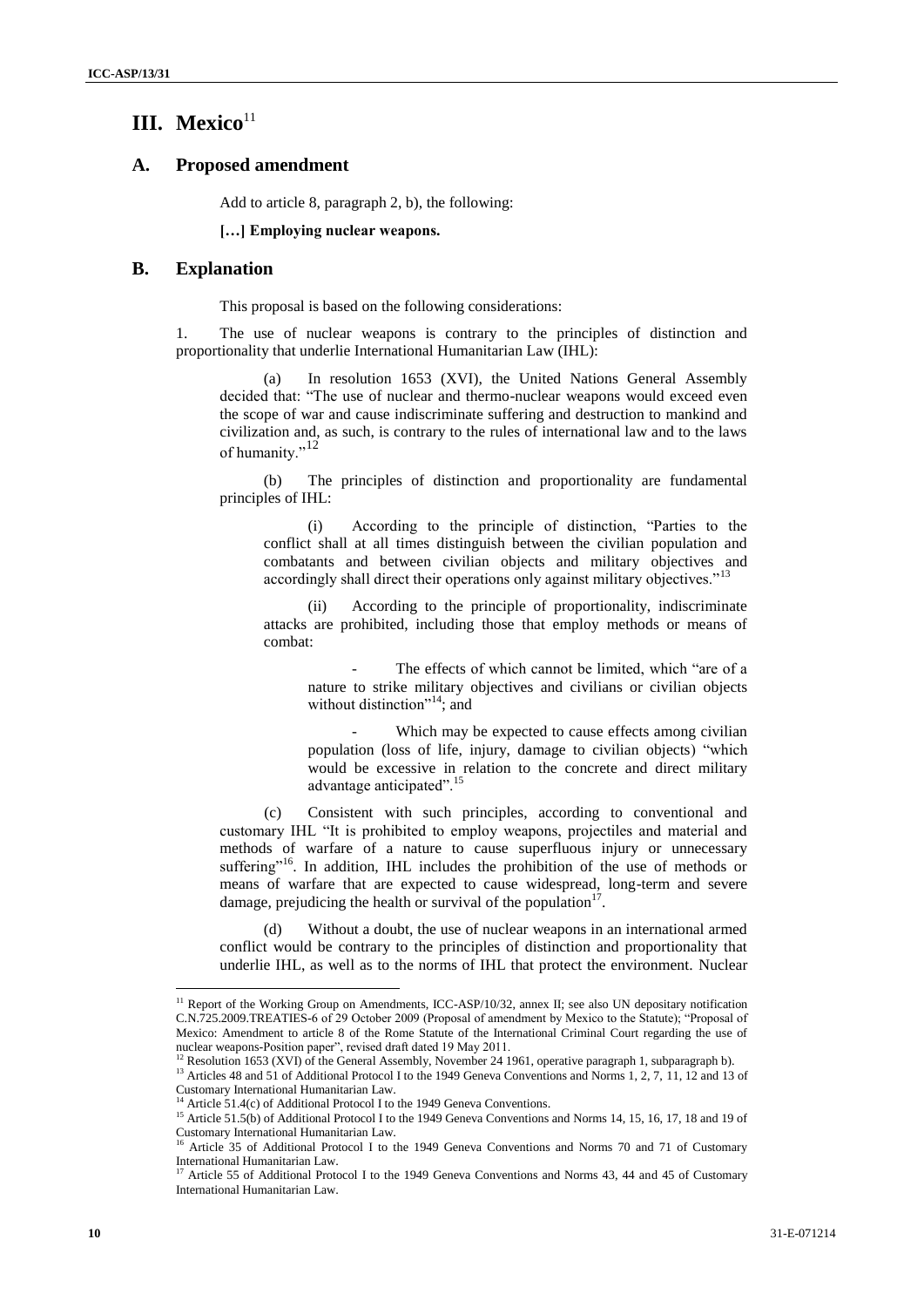# III. Mexico[11]

## A. Proposed amendment

Add to article 8, paragraph 2, b), the following:

**[…] Employing nuclear weapons.**

## B. Explanation

This proposal is based on the following considerations:

1. The use of nuclear weapons is contrary to the principles of distinction and proportionality that underlie International Humanitarian Law (IHL):

   (a) In resolution 1653 (XVI), the United Nations General Assembly decided that: "The use of nuclear and thermo-nuclear weapons would exceed even the scope of war and cause indiscriminate suffering and destruction to mankind and civilization and, as such, is contrary to the rules of international law and to the laws of humanity."[12]

   (b) The principles of distinction and proportionality are fundamental principles of IHL:

      (i) According to the principle of distinction, "Parties to the conflict shall at all times distinguish between the civilian population and combatants and between civilian objects and military objectives and accordingly shall direct their operations only against military objectives."[13]

      (ii) According to the principle of proportionality, indiscriminate attacks are prohibited, including those that employ methods or means of combat:

      - The effects of which cannot be limited, which "are of a nature to strike military objectives and civilians or civilian objects without distinction"[14]; and

      - Which may be expected to cause effects among civilian population (loss of life, injury, damage to civilian objects) "which would be excessive in relation to the concrete and direct military advantage anticipated".[15]

   (c) Consistent with such principles, according to conventional and customary IHL "It is prohibited to employ weapons, projectiles and material and methods of warfare of a nature to cause superfluous injury or unnecessary suffering"[16]. In addition, IHL includes the prohibition of the use of methods or means of warfare that are expected to cause widespread, long-term and severe damage, prejudicing the health or survival of the population[17].

   (d) Without a doubt, the use of nuclear weapons in an international armed conflict would be contrary to the principles of distinction and proportionality that underlie IHL, as well as to the norms of IHL that protect the environment. Nuclear

---

[11] Report of the Working Group on Amendments, ICC-ASP/10/32, annex II; see also UN depositary notification C.N.725.2009.TREATIES-6 of 29 October 2009 (Proposal of amendment by Mexico to the Statute); "Proposal of Mexico: Amendment to article 8 of the Rome Statute of the International Criminal Court regarding the use of nuclear weapons-Position paper", revised draft dated 19 May 2011.

[12] Resolution 1653 (XVI) of the General Assembly, November 24 1961, operative paragraph 1, subparagraph b).

[13] Articles 48 and 51 of Additional Protocol I to the 1949 Geneva Conventions and Norms 1, 2, 7, 11, 12 and 13 of Customary International Humanitarian Law.

[14] Article 51.4(c) of Additional Protocol I to the 1949 Geneva Conventions.

[15] Article 51.5(b) of Additional Protocol I to the 1949 Geneva Conventions and Norms 14, 15, 16, 17, 18 and 19 of Customary International Humanitarian Law.

[16] Article 35 of Additional Protocol I to the 1949 Geneva Conventions and Norms 70 and 71 of Customary International Humanitarian Law.

[17] Article 55 of Additional Protocol I to the 1949 Geneva Conventions and Norms 43, 44 and 45 of Customary International Humanitarian Law.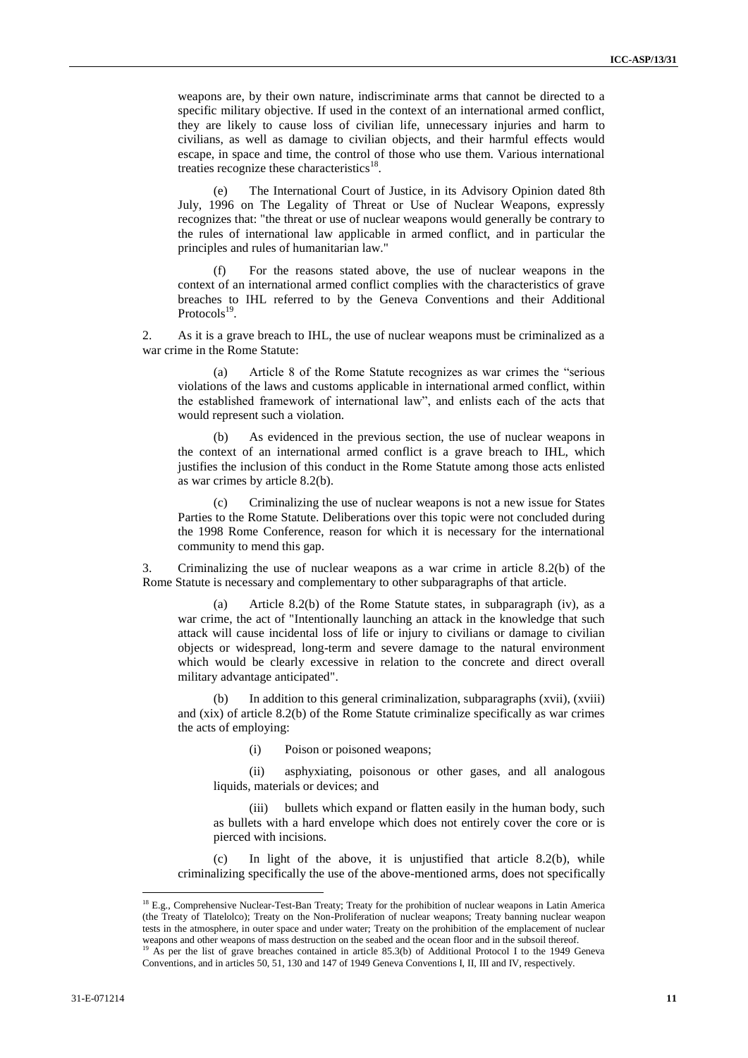weapons are, by their own nature, indiscriminate arms that cannot be directed to a specific military objective. If used in the context of an international armed conflict, they are likely to cause loss of civilian life, unnecessary injuries and harm to civilians, as well as damage to civilian objects, and their harmful effects would escape, in space and time, the control of those who use them. Various international treaties recognize these characteristics[18].

(e) The International Court of Justice, in its Advisory Opinion dated 8th July, 1996 on The Legality of Threat or Use of Nuclear Weapons, expressly recognizes that: "the threat or use of nuclear weapons would generally be contrary to the rules of international law applicable in armed conflict, and in particular the principles and rules of humanitarian law."

(f) For the reasons stated above, the use of nuclear weapons in the context of an international armed conflict complies with the characteristics of grave breaches to IHL referred to by the Geneva Conventions and their Additional Protocols[19].

2. As it is a grave breach to IHL, the use of nuclear weapons must be criminalized as a war crime in the Rome Statute:

(a) Article 8 of the Rome Statute recognizes as war crimes the "serious violations of the laws and customs applicable in international armed conflict, within the established framework of international law", and enlists each of the acts that would represent such a violation.

(b) As evidenced in the previous section, the use of nuclear weapons in the context of an international armed conflict is a grave breach to IHL, which justifies the inclusion of this conduct in the Rome Statute among those acts enlisted as war crimes by article 8.2(b).

(c) Criminalizing the use of nuclear weapons is not a new issue for States Parties to the Rome Statute. Deliberations over this topic were not concluded during the 1998 Rome Conference, reason for which it is necessary for the international community to mend this gap.

3. Criminalizing the use of nuclear weapons as a war crime in article 8.2(b) of the Rome Statute is necessary and complementary to other subparagraphs of that article.

(a) Article 8.2(b) of the Rome Statute states, in subparagraph (iv), as a war crime, the act of "Intentionally launching an attack in the knowledge that such attack will cause incidental loss of life or injury to civilians or damage to civilian objects or widespread, long-term and severe damage to the natural environment which would be clearly excessive in relation to the concrete and direct overall military advantage anticipated".

(b) In addition to this general criminalization, subparagraphs (xvii), (xviii) and (xix) of article 8.2(b) of the Rome Statute criminalize specifically as war crimes the acts of employing:

(i) Poison or poisoned weapons;

(ii) asphyxiating, poisonous or other gases, and all analogous liquids, materials or devices; and

(iii) bullets which expand or flatten easily in the human body, such as bullets with a hard envelope which does not entirely cover the core or is pierced with incisions.

(c) In light of the above, it is unjustified that article 8.2(b), while criminalizing specifically the use of the above-mentioned arms, does not specifically

---

[18] E.g., Comprehensive Nuclear-Test-Ban Treaty; Treaty for the prohibition of nuclear weapons in Latin America (the Treaty of Tlatelolco); Treaty on the Non-Proliferation of nuclear weapons; Treaty banning nuclear weapon tests in the atmosphere, in outer space and under water; Treaty on the prohibition of the emplacement of nuclear weapons and other weapons of mass destruction on the seabed and the ocean floor and in the subsoil thereof.

[19] As per the list of grave breaches contained in article 85.3(b) of Additional Protocol I to the 1949 Geneva Conventions, and in articles 50, 51, 130 and 147 of 1949 Geneva Conventions I, II, III and IV, respectively.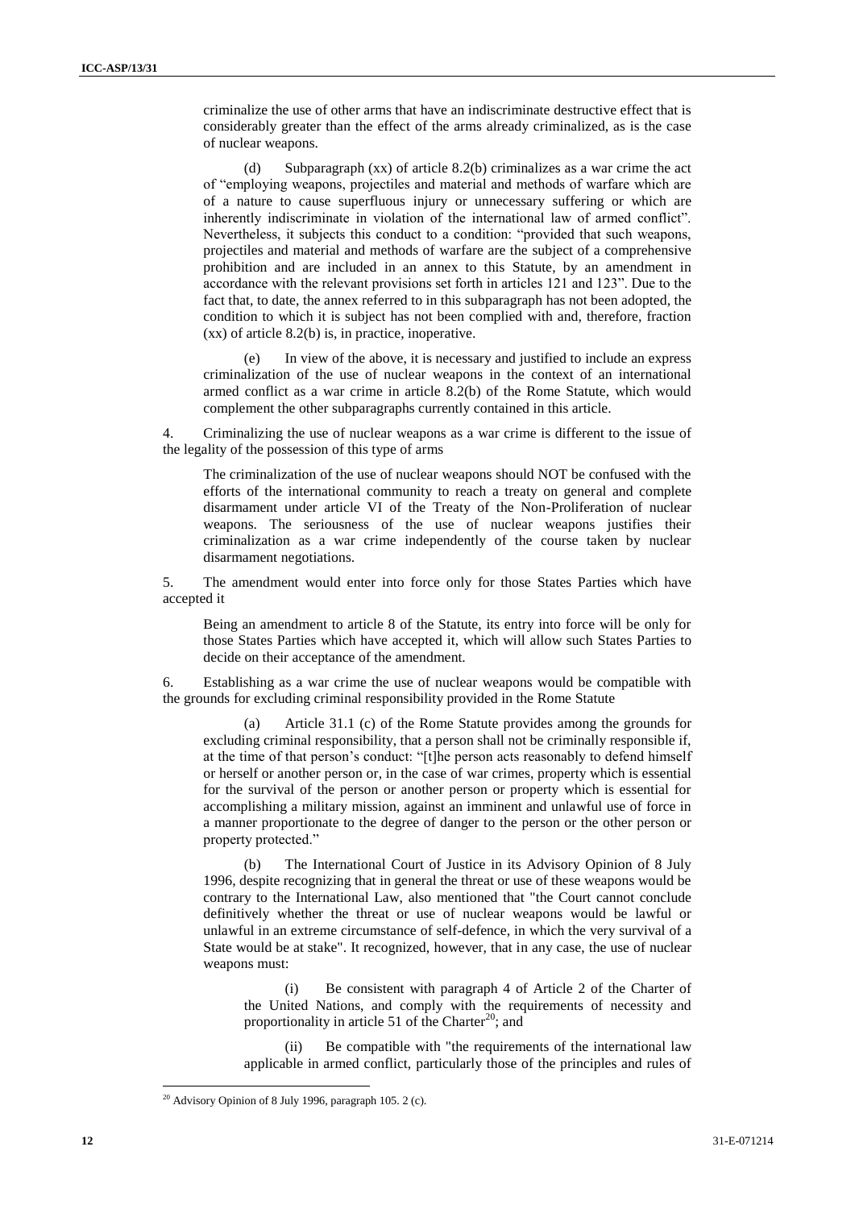criminalize the use of other arms that have an indiscriminate destructive effect that is considerably greater than the effect of the arms already criminalized, as is the case of nuclear weapons.

(d) Subparagraph (xx) of article 8.2(b) criminalizes as a war crime the act of "employing weapons, projectiles and material and methods of warfare which are of a nature to cause superfluous injury or unnecessary suffering or which are inherently indiscriminate in violation of the international law of armed conflict". Nevertheless, it subjects this conduct to a condition: "provided that such weapons, projectiles and material and methods of warfare are the subject of a comprehensive prohibition and are included in an annex to this Statute, by an amendment in accordance with the relevant provisions set forth in articles 121 and 123". Due to the fact that, to date, the annex referred to in this subparagraph has not been adopted, the condition to which it is subject has not been complied with and, therefore, fraction (xx) of article 8.2(b) is, in practice, inoperative.

(e) In view of the above, it is necessary and justified to include an express criminalization of the use of nuclear weapons in the context of an international armed conflict as a war crime in article 8.2(b) of the Rome Statute, which would complement the other subparagraphs currently contained in this article.

4. Criminalizing the use of nuclear weapons as a war crime is different to the issue of the legality of the possession of this type of arms

The criminalization of the use of nuclear weapons should NOT be confused with the efforts of the international community to reach a treaty on general and complete disarmament under article VI of the Treaty of the Non-Proliferation of nuclear weapons. The seriousness of the use of nuclear weapons justifies their criminalization as a war crime independently of the course taken by nuclear disarmament negotiations.

5. The amendment would enter into force only for those States Parties which have accepted it

Being an amendment to article 8 of the Statute, its entry into force will be only for those States Parties which have accepted it, which will allow such States Parties to decide on their acceptance of the amendment.

6. Establishing as a war crime the use of nuclear weapons would be compatible with the grounds for excluding criminal responsibility provided in the Rome Statute

(a) Article 31.1 (c) of the Rome Statute provides among the grounds for excluding criminal responsibility, that a person shall not be criminally responsible if, at the time of that person's conduct: "[t]he person acts reasonably to defend himself or herself or another person or, in the case of war crimes, property which is essential for the survival of the person or another person or property which is essential for accomplishing a military mission, against an imminent and unlawful use of force in a manner proportionate to the degree of danger to the person or the other person or property protected."

(b) The International Court of Justice in its Advisory Opinion of 8 July 1996, despite recognizing that in general the threat or use of these weapons would be contrary to the International Law, also mentioned that "the Court cannot conclude definitively whether the threat or use of nuclear weapons would be lawful or unlawful in an extreme circumstance of self-defence, in which the very survival of a State would be at stake". It recognized, however, that in any case, the use of nuclear weapons must:

(i) Be consistent with paragraph 4 of Article 2 of the Charter of the United Nations, and comply with the requirements of necessity and proportionality in article 51 of the Charter[20]; and

(ii) Be compatible with "the requirements of the international law applicable in armed conflict, particularly those of the principles and rules of

[20] Advisory Opinion of 8 July 1996, paragraph 105. 2 (c).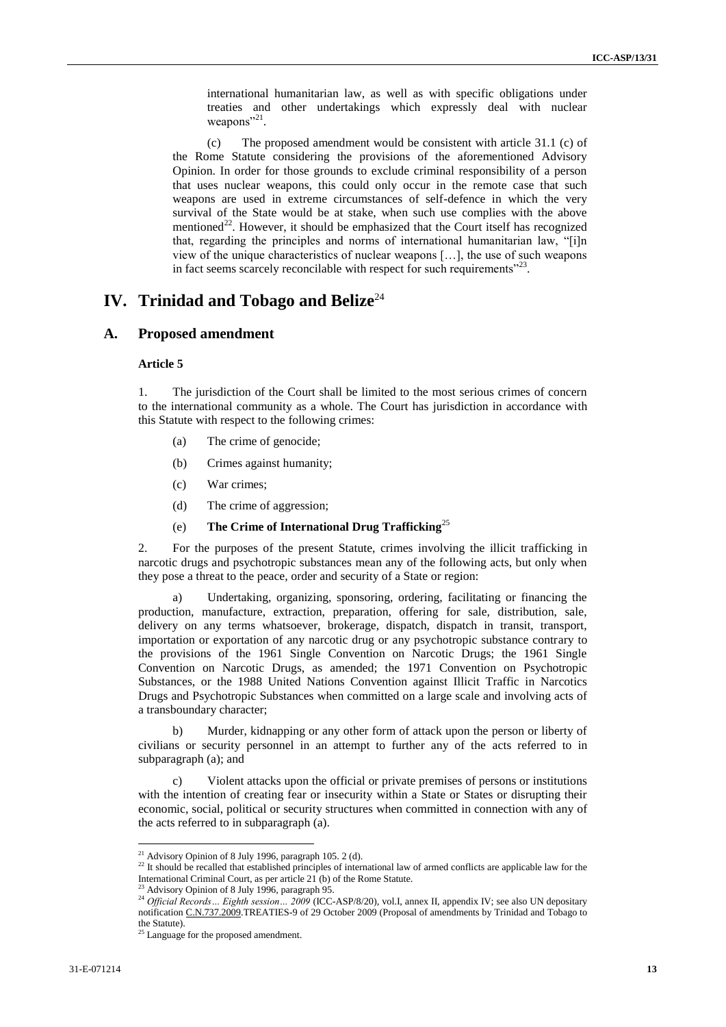international humanitarian law, as well as with specific obligations under treaties and other undertakings which expressly deal with nuclear weapons"[21].

(c) The proposed amendment would be consistent with article 31.1 (c) of the Rome Statute considering the provisions of the aforementioned Advisory Opinion. In order for those grounds to exclude criminal responsibility of a person that uses nuclear weapons, this could only occur in the remote case that such weapons are used in extreme circumstances of self-defence in which the very survival of the State would be at stake, when such use complies with the above mentioned[22]. However, it should be emphasized that the Court itself has recognized that, regarding the principles and norms of international humanitarian law, "[i]n view of the unique characteristics of nuclear weapons […], the use of such weapons in fact seems scarcely reconcilable with respect for such requirements"[23].

# IV. Trinidad and Tobago and Belize[24]

## A. Proposed amendment

### Article 5

1. The jurisdiction of the Court shall be limited to the most serious crimes of concern to the international community as a whole. The Court has jurisdiction in accordance with this Statute with respect to the following crimes:

   (a) The crime of genocide;

   (b) Crimes against humanity;

   (c) War crimes;

   (d) The crime of aggression;

   (e) **The Crime of International Drug Trafficking**[25]

2. For the purposes of the present Statute, crimes involving the illicit trafficking in narcotic drugs and psychotropic substances mean any of the following acts, but only when they pose a threat to the peace, order and security of a State or region:

   a) Undertaking, organizing, sponsoring, ordering, facilitating or financing the production, manufacture, extraction, preparation, offering for sale, distribution, sale, delivery on any terms whatsoever, brokerage, dispatch, dispatch in transit, transport, importation or exportation of any narcotic drug or any psychotropic substance contrary to the provisions of the 1961 Single Convention on Narcotic Drugs; the 1961 Single Convention on Narcotic Drugs, as amended; the 1971 Convention on Psychotropic Substances, or the 1988 United Nations Convention against Illicit Traffic in Narcotics Drugs and Psychotropic Substances when committed on a large scale and involving acts of a transboundary character;

   b) Murder, kidnapping or any other form of attack upon the person or liberty of civilians or security personnel in an attempt to further any of the acts referred to in subparagraph (a); and

   c) Violent attacks upon the official or private premises of persons or institutions with the intention of creating fear or insecurity within a State or States or disrupting their economic, social, political or security structures when committed in connection with any of the acts referred to in subparagraph (a).

---

[21] Advisory Opinion of 8 July 1996, paragraph 105. 2 (d).

[22] It should be recalled that established principles of international law of armed conflicts are applicable law for the International Criminal Court, as per article 21 (b) of the Rome Statute.

[23] Advisory Opinion of 8 July 1996, paragraph 95.

[24] *Official Records… Eighth session… 2009* (ICC-ASP/8/20), vol.I, annex II, appendix IV; see also UN depositary notification C.N.737.2009.TREATIES-9 of 29 October 2009 (Proposal of amendments by Trinidad and Tobago to the Statute).

[25] Language for the proposed amendment.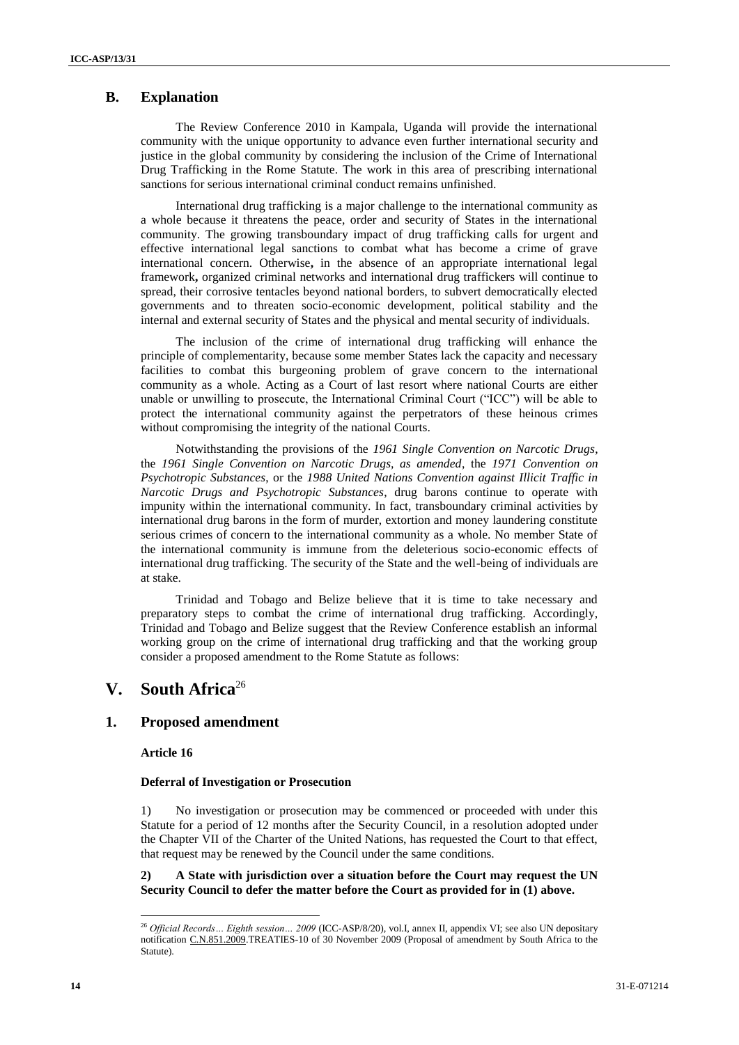## B. Explanation

The Review Conference 2010 in Kampala, Uganda will provide the international community with the unique opportunity to advance even further international security and justice in the global community by considering the inclusion of the Crime of International Drug Trafficking in the Rome Statute. The work in this area of prescribing international sanctions for serious international criminal conduct remains unfinished.

International drug trafficking is a major challenge to the international community as a whole because it threatens the peace, order and security of States in the international community. The growing transboundary impact of drug trafficking calls for urgent and effective international legal sanctions to combat what has become a crime of grave international concern. Otherwise**,** in the absence of an appropriate international legal framework**,** organized criminal networks and international drug traffickers will continue to spread, their corrosive tentacles beyond national borders, to subvert democratically elected governments and to threaten socio-economic development, political stability and the internal and external security of States and the physical and mental security of individuals.

The inclusion of the crime of international drug trafficking will enhance the principle of complementarity, because some member States lack the capacity and necessary facilities to combat this burgeoning problem of grave concern to the international community as a whole. Acting as a Court of last resort where national Courts are either unable or unwilling to prosecute, the International Criminal Court ("ICC") will be able to protect the international community against the perpetrators of these heinous crimes without compromising the integrity of the national Courts.

Notwithstanding the provisions of the *1961 Single Convention on Narcotic Drugs*, the *1961 Single Convention on Narcotic Drugs, as amended*, the *1971 Convention on Psychotropic Substances*, or the *1988 United Nations Convention against Illicit Traffic in Narcotic Drugs and Psychotropic Substances*, drug barons continue to operate with impunity within the international community. In fact, transboundary criminal activities by international drug barons in the form of murder, extortion and money laundering constitute serious crimes of concern to the international community as a whole. No member State of the international community is immune from the deleterious socio-economic effects of international drug trafficking. The security of the State and the well-being of individuals are at stake.

Trinidad and Tobago and Belize believe that it is time to take necessary and preparatory steps to combat the crime of international drug trafficking. Accordingly, Trinidad and Tobago and Belize suggest that the Review Conference establish an informal working group on the crime of international drug trafficking and that the working group consider a proposed amendment to the Rome Statute as follows:

# V. South Africa[26]

## 1. Proposed amendment

**Article 16**

**Deferral of Investigation or Prosecution**

1) No investigation or prosecution may be commenced or proceeded with under this Statute for a period of 12 months after the Security Council, in a resolution adopted under the Chapter VII of the Charter of the United Nations, has requested the Court to that effect, that request may be renewed by the Council under the same conditions.

**2) A State with jurisdiction over a situation before the Court may request the UN Security Council to defer the matter before the Court as provided for in (1) above.**

---

[26] *Official Records… Eighth session… 2009* (ICC-ASP/8/20), vol.I, annex II, appendix VI; see also UN depositary notification C.N.851.2009.TREATIES-10 of 30 November 2009 (Proposal of amendment by South Africa to the Statute).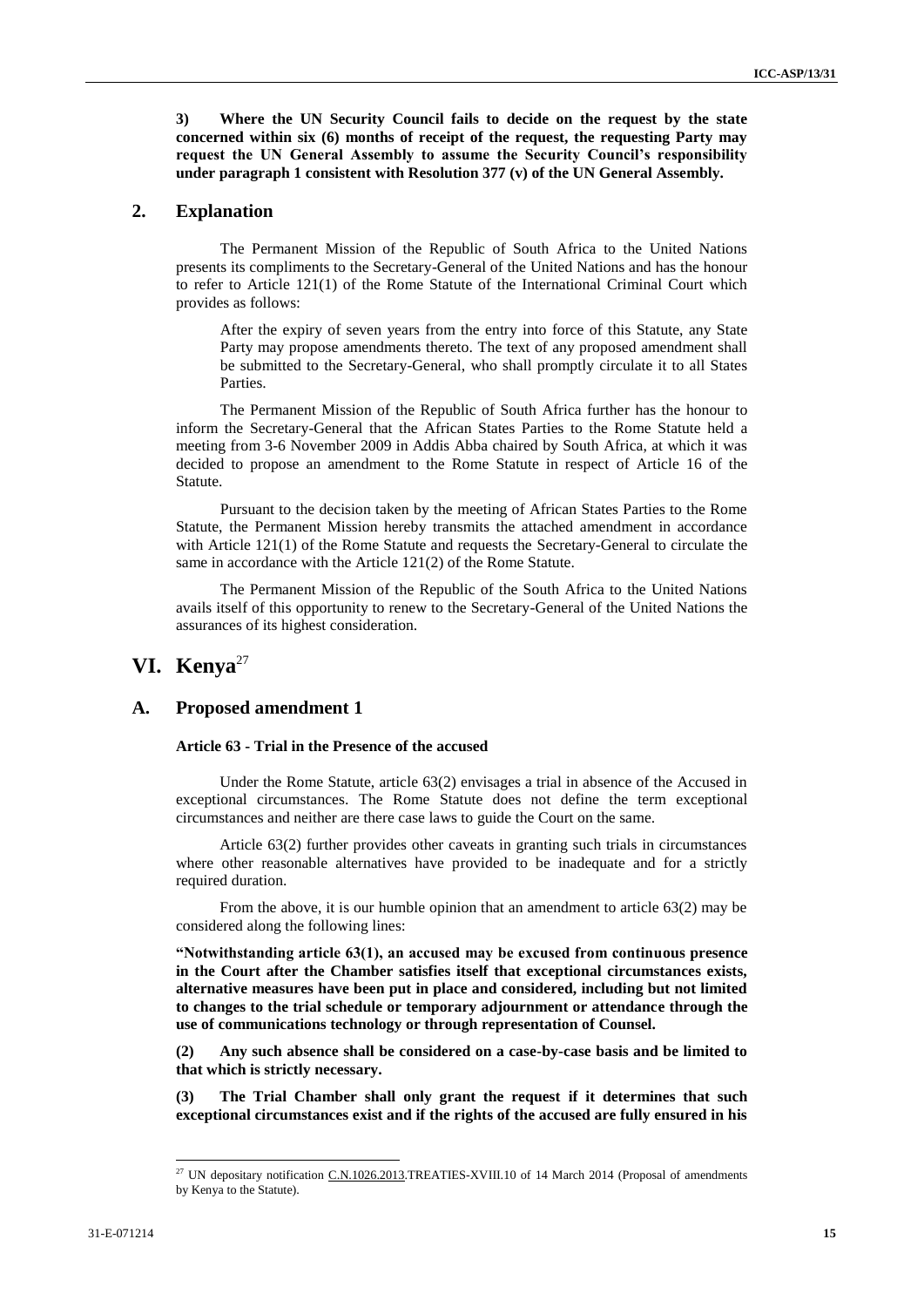**3) Where the UN Security Council fails to decide on the request by the state concerned within six (6) months of receipt of the request, the requesting Party may request the UN General Assembly to assume the Security Council's responsibility under paragraph 1 consistent with Resolution 377 (v) of the UN General Assembly.**

## 2. Explanation

The Permanent Mission of the Republic of South Africa to the United Nations presents its compliments to the Secretary-General of the United Nations and has the honour to refer to Article 121(1) of the Rome Statute of the International Criminal Court which provides as follows:

> After the expiry of seven years from the entry into force of this Statute, any State Party may propose amendments thereto. The text of any proposed amendment shall be submitted to the Secretary-General, who shall promptly circulate it to all States Parties.

The Permanent Mission of the Republic of South Africa further has the honour to inform the Secretary-General that the African States Parties to the Rome Statute held a meeting from 3-6 November 2009 in Addis Abba chaired by South Africa, at which it was decided to propose an amendment to the Rome Statute in respect of Article 16 of the Statute.

Pursuant to the decision taken by the meeting of African States Parties to the Rome Statute, the Permanent Mission hereby transmits the attached amendment in accordance with Article 121(1) of the Rome Statute and requests the Secretary-General to circulate the same in accordance with the Article 121(2) of the Rome Statute.

The Permanent Mission of the Republic of the South Africa to the United Nations avails itself of this opportunity to renew to the Secretary-General of the United Nations the assurances of its highest consideration.

# VI. Kenya[27]

## A. Proposed amendment 1

### Article 63 - Trial in the Presence of the accused

Under the Rome Statute, article 63(2) envisages a trial in absence of the Accused in exceptional circumstances. The Rome Statute does not define the term exceptional circumstances and neither are there case laws to guide the Court on the same.

Article 63(2) further provides other caveats in granting such trials in circumstances where other reasonable alternatives have provided to be inadequate and for a strictly required duration.

From the above, it is our humble opinion that an amendment to article 63(2) may be considered along the following lines:

**"Notwithstanding article 63(1), an accused may be excused from continuous presence in the Court after the Chamber satisfies itself that exceptional circumstances exists, alternative measures have been put in place and considered, including but not limited to changes to the trial schedule or temporary adjournment or attendance through the use of communications technology or through representation of Counsel.**

**(2) Any such absence shall be considered on a case-by-case basis and be limited to that which is strictly necessary.**

**(3) The Trial Chamber shall only grant the request if it determines that such exceptional circumstances exist and if the rights of the accused are fully ensured in his**

---

[27] UN depositary notification C.N.1026.2013.TREATIES-XVIII.10 of 14 March 2014 (Proposal of amendments by Kenya to the Statute).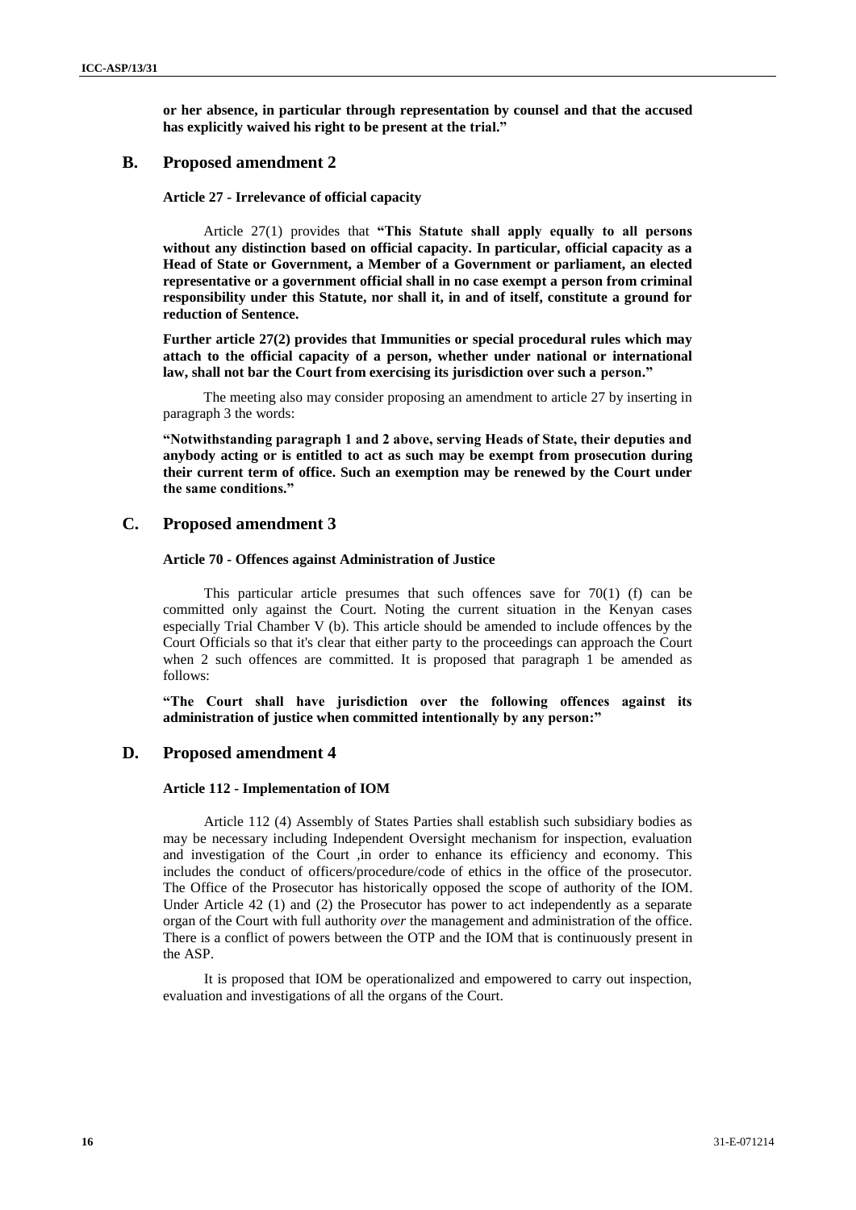**or her absence, in particular through representation by counsel and that the accused has explicitly waived his right to be present at the trial."**

## B. Proposed amendment 2

**Article 27 - Irrelevance of official capacity**

Article 27(1) provides that **"This Statute shall apply equally to all persons without any distinction based on official capacity. In particular, official capacity as a Head of State or Government, a Member of a Government or parliament, an elected representative or a government official shall in no case exempt a person from criminal responsibility under this Statute, nor shall it, in and of itself, constitute a ground for reduction of Sentence.**

**Further article 27(2) provides that Immunities or special procedural rules which may attach to the official capacity of a person, whether under national or international law, shall not bar the Court from exercising its jurisdiction over such a person."**

The meeting also may consider proposing an amendment to article 27 by inserting in paragraph 3 the words:

**"Notwithstanding paragraph 1 and 2 above, serving Heads of State, their deputies and anybody acting or is entitled to act as such may be exempt from prosecution during their current term of office. Such an exemption may be renewed by the Court under the same conditions."**

## C. Proposed amendment 3

**Article 70 - Offences against Administration of Justice**

This particular article presumes that such offences save for 70(1) (f) can be committed only against the Court. Noting the current situation in the Kenyan cases especially Trial Chamber V (b). This article should be amended to include offences by the Court Officials so that it's clear that either party to the proceedings can approach the Court when 2 such offences are committed. It is proposed that paragraph 1 be amended as follows:

**"The Court shall have jurisdiction over the following offences against its administration of justice when committed intentionally by any person:"**

## D. Proposed amendment 4

**Article 112 - Implementation of IOM**

Article 112 (4) Assembly of States Parties shall establish such subsidiary bodies as may be necessary including Independent Oversight mechanism for inspection, evaluation and investigation of the Court ,in order to enhance its efficiency and economy. This includes the conduct of officers/procedure/code of ethics in the office of the prosecutor. The Office of the Prosecutor has historically opposed the scope of authority of the IOM. Under Article 42 (1) and (2) the Prosecutor has power to act independently as a separate organ of the Court with full authority *over* the management and administration of the office. There is a conflict of powers between the OTP and the IOM that is continuously present in the ASP.

It is proposed that IOM be operationalized and empowered to carry out inspection, evaluation and investigations of all the organs of the Court.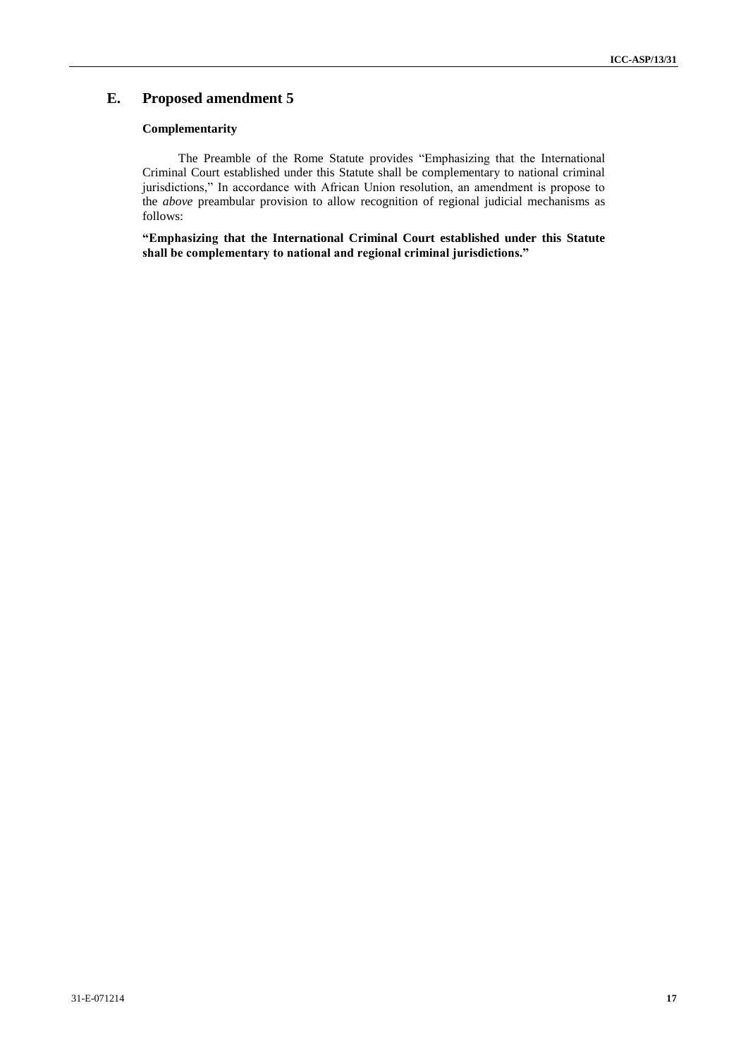## E. Proposed amendment 5

### Complementarity

The Preamble of the Rome Statute provides "Emphasizing that the International Criminal Court established under this Statute shall be complementary to national criminal jurisdictions," In accordance with African Union resolution, an amendment is propose to the *above* preambular provision to allow recognition of regional judicial mechanisms as follows:

**"Emphasizing that the International Criminal Court established under this Statute shall be complementary to national and regional criminal jurisdictions."**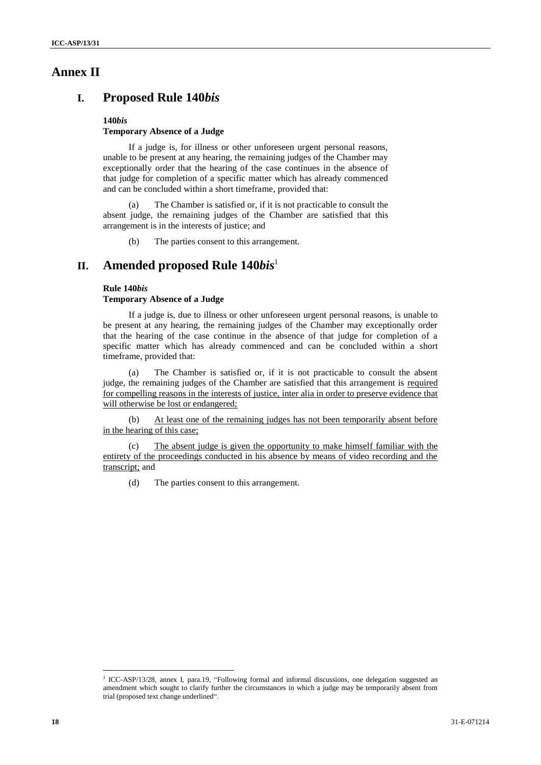# Annex II

## I. Proposed Rule 140*bis*

**140*bis***

**Temporary Absence of a Judge**

If a judge is, for illness or other unforeseen urgent personal reasons, unable to be present at any hearing, the remaining judges of the Chamber may exceptionally order that the hearing of the case continues in the absence of that judge for completion of a specific matter which has already commenced and can be concluded within a short timeframe, provided that:

(a) The Chamber is satisfied or, if it is not practicable to consult the absent judge, the remaining judges of the Chamber are satisfied that this arrangement is in the interests of justice; and

(b) The parties consent to this arrangement.

## II. Amended proposed Rule 140*bis*[1]

**Rule 140*bis***

**Temporary Absence of a Judge**

If a judge is, due to illness or other unforeseen urgent personal reasons, is unable to be present at any hearing, the remaining judges of the Chamber may exceptionally order that the hearing of the case continue in the absence of that judge for completion of a specific matter which has already commenced and can be concluded within a short timeframe, provided that:

(a) The Chamber is satisfied or, if it is not practicable to consult the absent judge, the remaining judges of the Chamber are satisfied that this arrangement is <u>required for compelling reasons in the interests of justice, inter alia in order to preserve evidence that will otherwise be lost or endangered;</u>

(b) <u>At least one of the remaining judges has not been temporarily absent before in the hearing of this case;</u>

(c) <u>The absent judge is given the opportunity to make himself familiar with the entirety of the proceedings conducted in his absence by means of video recording and the transcript;</u> and

(d) The parties consent to this arrangement.

---

[1] ICC-ASP/13/28, annex I, para.19, "Following formal and informal discussions, one delegation suggested an amendment which sought to clarify further the circumstances in which a judge may be temporarily absent from trial (proposed text change underlined".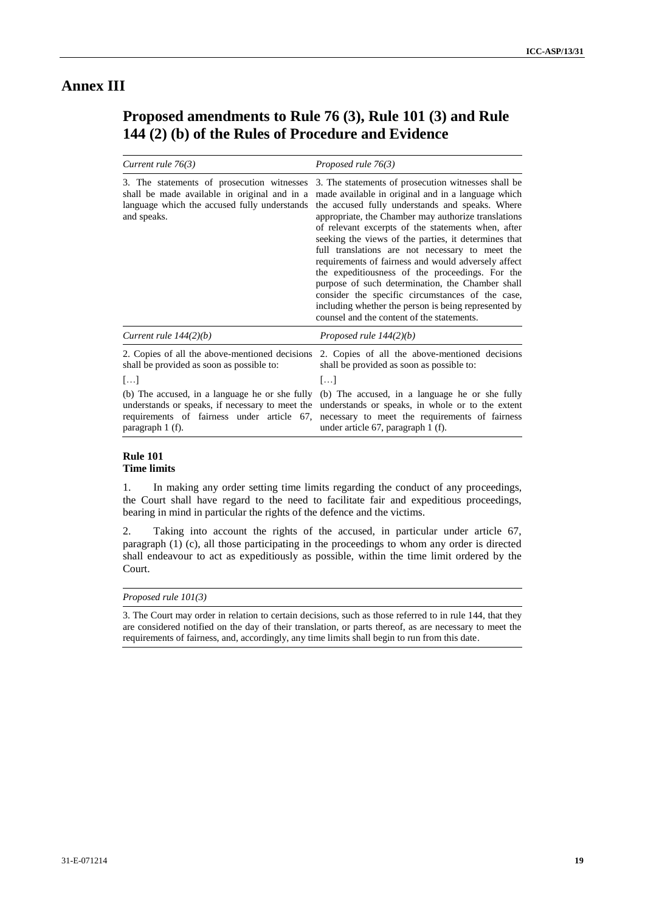# Annex III

## Proposed amendments to Rule 76 (3), Rule 101 (3) and Rule 144 (2) (b) of the Rules of Procedure and Evidence

| *Current rule 76(3)* | *Proposed rule 76(3)* |
|---|---|
| 3. The statements of prosecution witnesses shall be made available in original and in a language which the accused fully understands and speaks. | 3. The statements of prosecution witnesses shall be made available in original and in a language which the accused fully understands and speaks. Where appropriate, the Chamber may authorize translations of relevant excerpts of the statements when, after seeking the views of the parties, it determines that full translations are not necessary to meet the requirements of fairness and would adversely affect the expeditiousness of the proceedings. For the purpose of such determination, the Chamber shall consider the specific circumstances of the case, including whether the person is being represented by counsel and the content of the statements. |

| *Current rule 144(2)(b)* | *Proposed rule 144(2)(b)* |
|---|---|
| 2. Copies of all the above-mentioned decisions shall be provided as soon as possible to: | 2. Copies of all the above-mentioned decisions shall be provided as soon as possible to: |
| […] | […] |
| (b) The accused, in a language he or she fully understands or speaks, if necessary to meet the requirements of fairness under article 67, paragraph 1 (f). | (b) The accused, in a language he or she fully understands or speaks, in whole or to the extent necessary to meet the requirements of fairness under article 67, paragraph 1 (f). |

**Rule 101**
**Time limits**

1. In making any order setting time limits regarding the conduct of any proceedings, the Court shall have regard to the need to facilitate fair and expeditious proceedings, bearing in mind in particular the rights of the defence and the victims.

2. Taking into account the rights of the accused, in particular under article 67, paragraph (1) (c), all those participating in the proceedings to whom any order is directed shall endeavour to act as expeditiously as possible, within the time limit ordered by the Court.

| *Proposed rule 101(3)* |
|---|
| 3. The Court may order in relation to certain decisions, such as those referred to in rule 144, that they are considered notified on the day of their translation, or parts thereof, as are necessary to meet the requirements of fairness, and, accordingly, any time limits shall begin to run from this date. |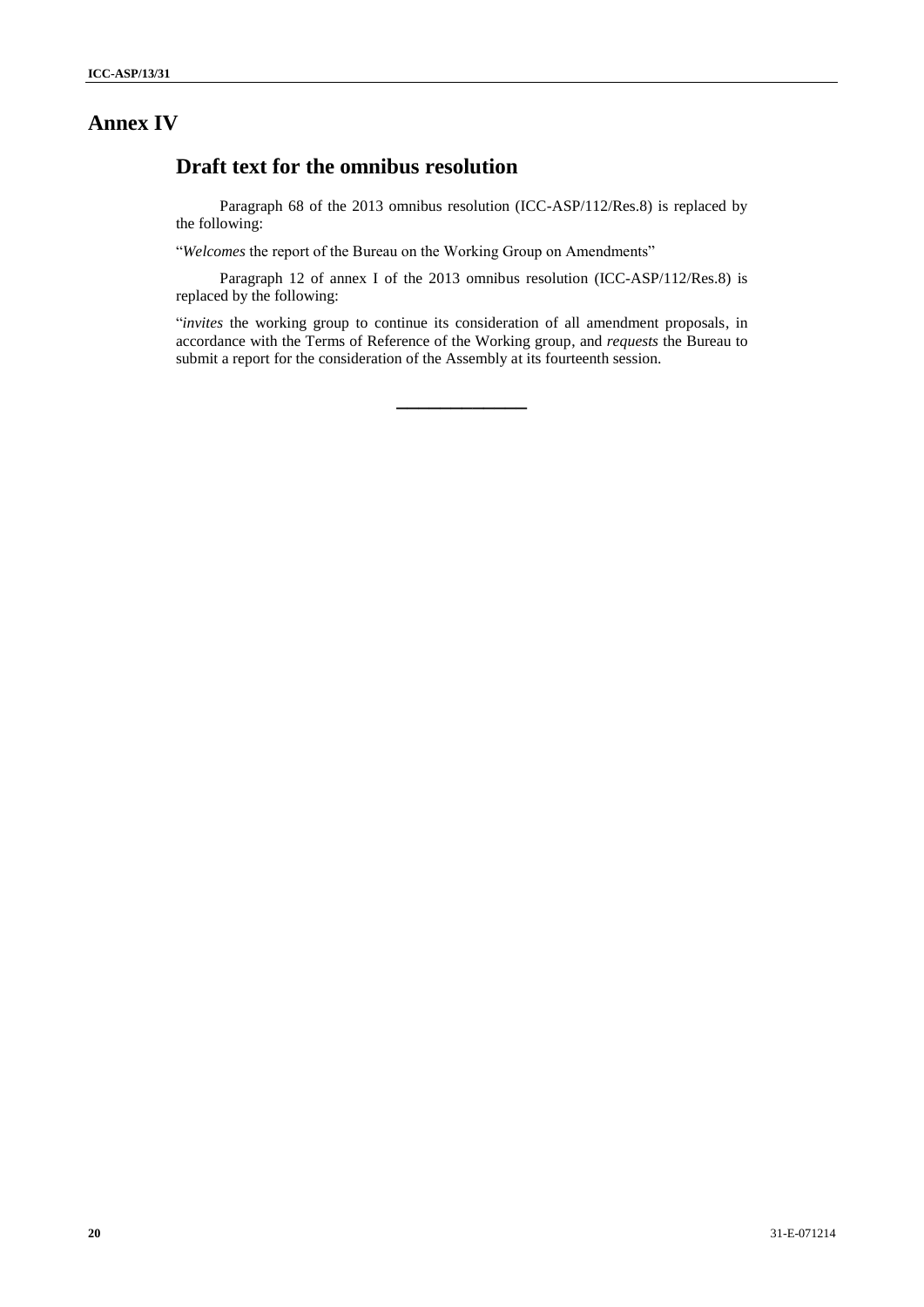# Annex IV

## Draft text for the omnibus resolution

Paragraph 68 of the 2013 omnibus resolution (ICC-ASP/112/Res.8) is replaced by the following:

"*Welcomes* the report of the Bureau on the Working Group on Amendments"

Paragraph 12 of annex I of the 2013 omnibus resolution (ICC-ASP/112/Res.8) is replaced by the following:

"*invites* the working group to continue its consideration of all amendment proposals, in accordance with the Terms of Reference of the Working group, and *requests* the Bureau to submit a report for the consideration of the Assembly at its fourteenth session.

---